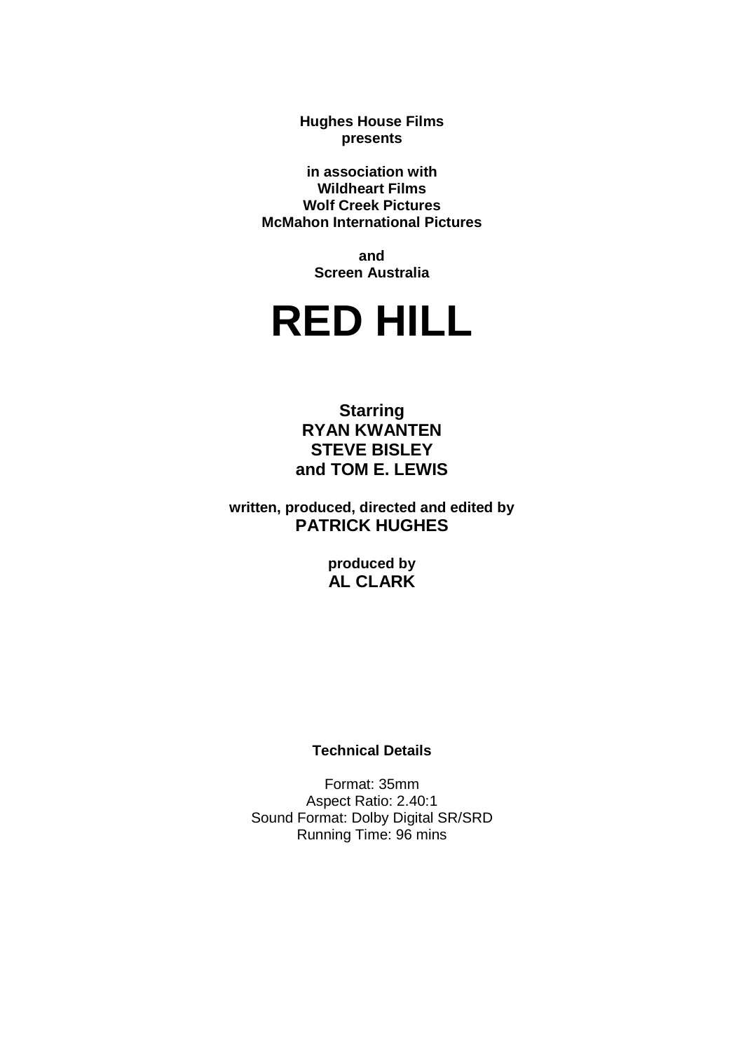**Hughes House Films**
**presents**

**in association with**
**Wildheart Films**
**Wolf Creek Pictures**
**McMahon International Pictures**

**and**
**Screen Australia**

# RED HILL

**Starring**
**RYAN KWANTEN**
**STEVE BISLEY**
**and TOM E. LEWIS**

**written, produced, directed and edited by**
**PATRICK HUGHES**

**produced by**
**AL CLARK**

**Technical Details**

Format: 35mm
Aspect Ratio: 2.40:1
Sound Format: Dolby Digital SR/SRD
Running Time: 96 mins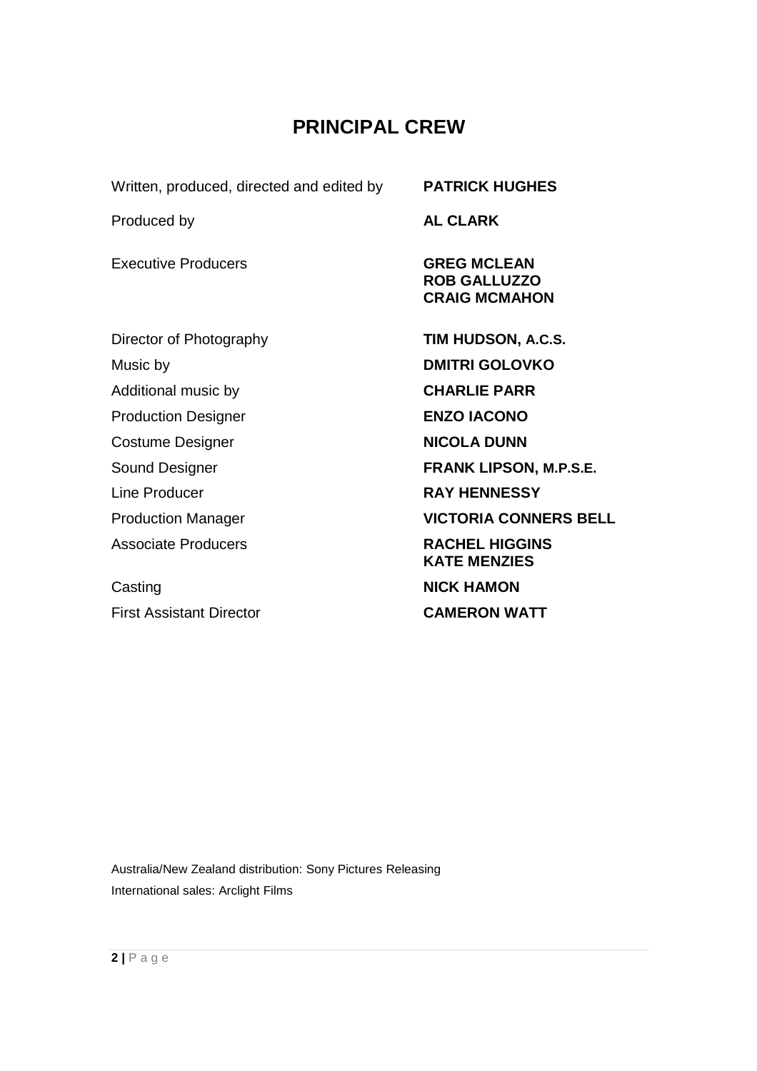# PRINCIPAL CREW

| | |
|---|---|
| Written, produced, directed and edited by | **PATRICK HUGHES** |
| Produced by | **AL CLARK** |
| Executive Producers | **GREG MCLEAN**<br>**ROB GALLUZZO**<br>**CRAIG MCMAHON** |
| Director of Photography | **TIM HUDSON, A.C.S.** |
| Music by | **DMITRI GOLOVKO** |
| Additional music by | **CHARLIE PARR** |
| Production Designer | **ENZO IACONO** |
| Costume Designer | **NICOLA DUNN** |
| Sound Designer | **FRANK LIPSON, M.P.S.E.** |
| Line Producer | **RAY HENNESSY** |
| Production Manager | **VICTORIA CONNERS BELL** |
| Associate Producers | **RACHEL HIGGINS**<br>**KATE MENZIES** |
| Casting | **NICK HAMON** |
| First Assistant Director | **CAMERON WATT** |

Australia/New Zealand distribution: Sony Pictures Releasing

International sales: Arclight Films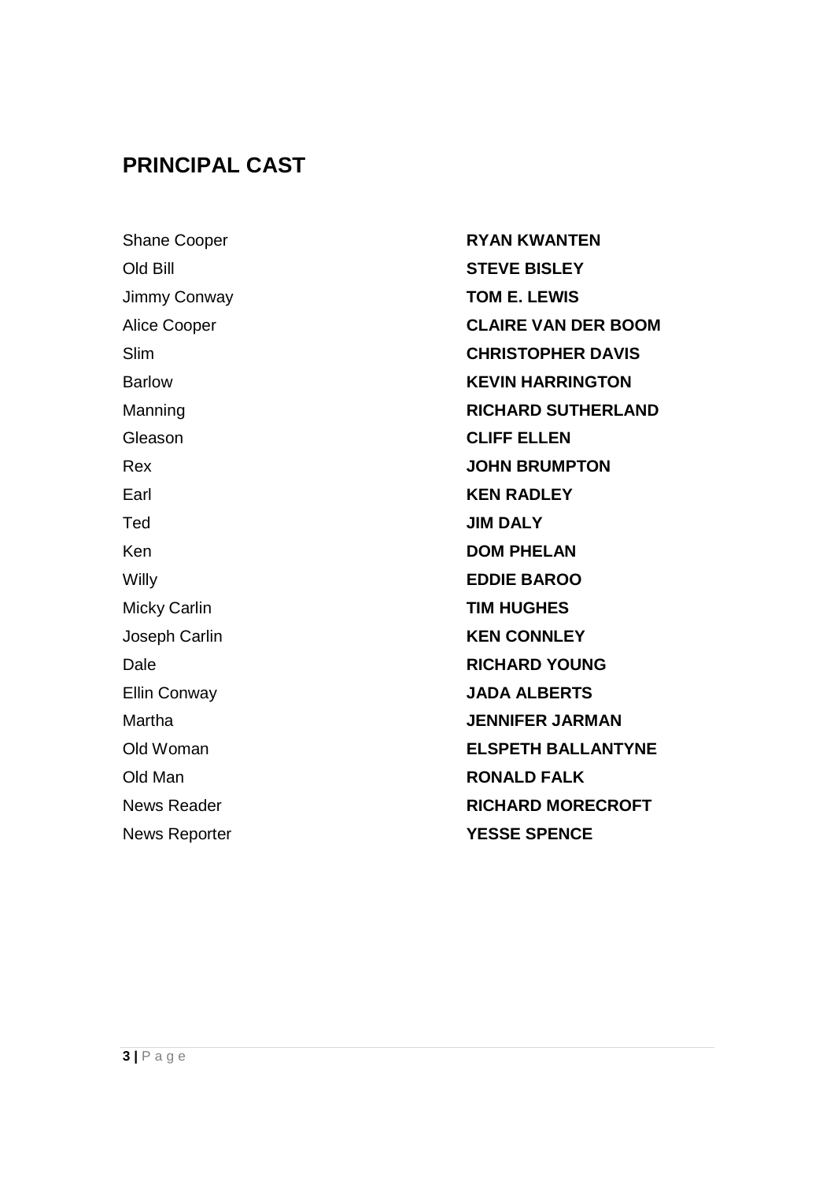## PRINCIPAL CAST

| | |
|---|---|
| Shane Cooper | **RYAN KWANTEN** |
| Old Bill | **STEVE BISLEY** |
| Jimmy Conway | **TOM E. LEWIS** |
| Alice Cooper | **CLAIRE VAN DER BOOM** |
| Slim | **CHRISTOPHER DAVIS** |
| Barlow | **KEVIN HARRINGTON** |
| Manning | **RICHARD SUTHERLAND** |
| Gleason | **CLIFF ELLEN** |
| Rex | **JOHN BRUMPTON** |
| Earl | **KEN RADLEY** |
| Ted | **JIM DALY** |
| Ken | **DOM PHELAN** |
| Willy | **EDDIE BAROO** |
| Micky Carlin | **TIM HUGHES** |
| Joseph Carlin | **KEN CONNLEY** |
| Dale | **RICHARD YOUNG** |
| Ellin Conway | **JADA ALBERTS** |
| Martha | **JENNIFER JARMAN** |
| Old Woman | **ELSPETH BALLANTYNE** |
| Old Man | **RONALD FALK** |
| News Reader | **RICHARD MORECROFT** |
| News Reporter | **YESSE SPENCE** |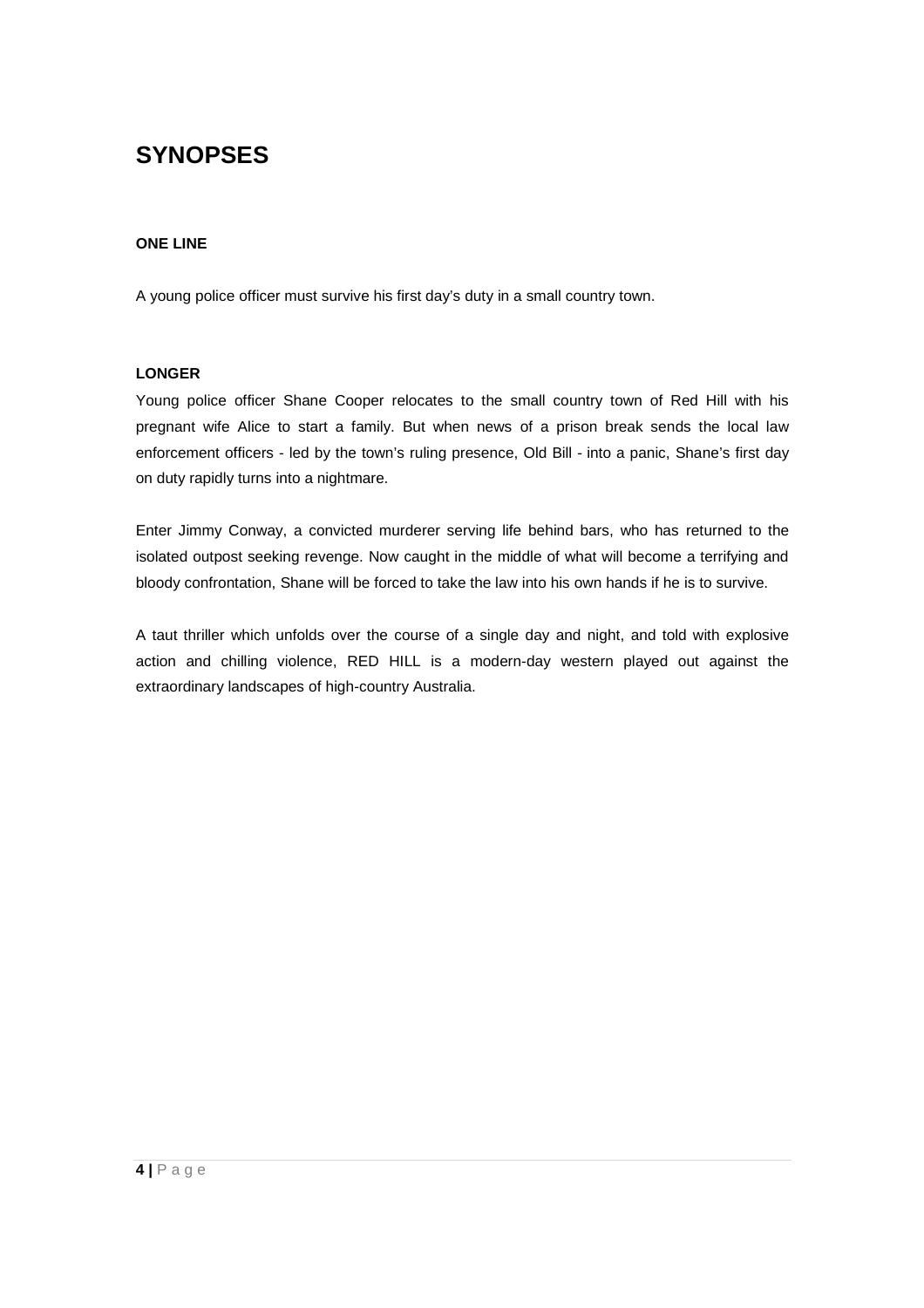# SYNOPSES

### ONE LINE

A young police officer must survive his first day's duty in a small country town.

### LONGER

Young police officer Shane Cooper relocates to the small country town of Red Hill with his pregnant wife Alice to start a family. But when news of a prison break sends the local law enforcement officers - led by the town's ruling presence, Old Bill - into a panic, Shane's first day on duty rapidly turns into a nightmare.

Enter Jimmy Conway, a convicted murderer serving life behind bars, who has returned to the isolated outpost seeking revenge. Now caught in the middle of what will become a terrifying and bloody confrontation, Shane will be forced to take the law into his own hands if he is to survive.

A taut thriller which unfolds over the course of a single day and night, and told with explosive action and chilling violence, RED HILL is a modern-day western played out against the extraordinary landscapes of high-country Australia.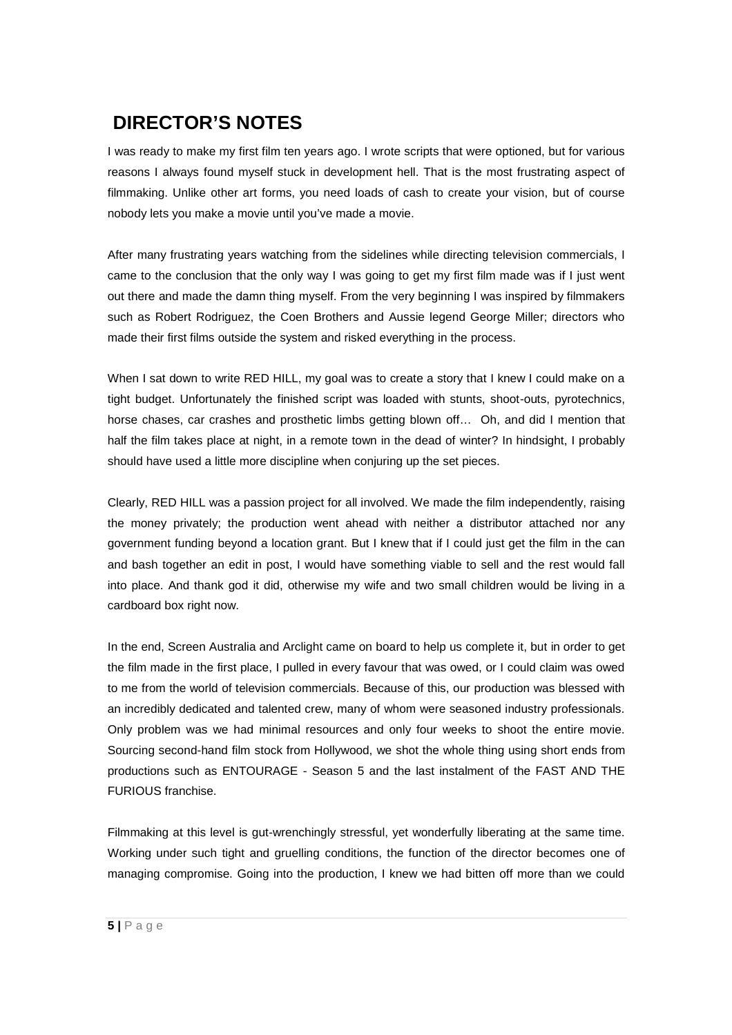## DIRECTOR'S NOTES

I was ready to make my first film ten years ago. I wrote scripts that were optioned, but for various reasons I always found myself stuck in development hell. That is the most frustrating aspect of filmmaking. Unlike other art forms, you need loads of cash to create your vision, but of course nobody lets you make a movie until you've made a movie.

After many frustrating years watching from the sidelines while directing television commercials, I came to the conclusion that the only way I was going to get my first film made was if I just went out there and made the damn thing myself. From the very beginning I was inspired by filmmakers such as Robert Rodriguez, the Coen Brothers and Aussie legend George Miller; directors who made their first films outside the system and risked everything in the process.

When I sat down to write RED HILL, my goal was to create a story that I knew I could make on a tight budget. Unfortunately the finished script was loaded with stunts, shoot-outs, pyrotechnics, horse chases, car crashes and prosthetic limbs getting blown off… Oh, and did I mention that half the film takes place at night, in a remote town in the dead of winter? In hindsight, I probably should have used a little more discipline when conjuring up the set pieces.

Clearly, RED HILL was a passion project for all involved. We made the film independently, raising the money privately; the production went ahead with neither a distributor attached nor any government funding beyond a location grant. But I knew that if I could just get the film in the can and bash together an edit in post, I would have something viable to sell and the rest would fall into place. And thank god it did, otherwise my wife and two small children would be living in a cardboard box right now.

In the end, Screen Australia and Arclight came on board to help us complete it, but in order to get the film made in the first place, I pulled in every favour that was owed, or I could claim was owed to me from the world of television commercials. Because of this, our production was blessed with an incredibly dedicated and talented crew, many of whom were seasoned industry professionals. Only problem was we had minimal resources and only four weeks to shoot the entire movie. Sourcing second-hand film stock from Hollywood, we shot the whole thing using short ends from productions such as ENTOURAGE - Season 5 and the last instalment of the FAST AND THE FURIOUS franchise.

Filmmaking at this level is gut-wrenchingly stressful, yet wonderfully liberating at the same time. Working under such tight and gruelling conditions, the function of the director becomes one of managing compromise. Going into the production, I knew we had bitten off more than we could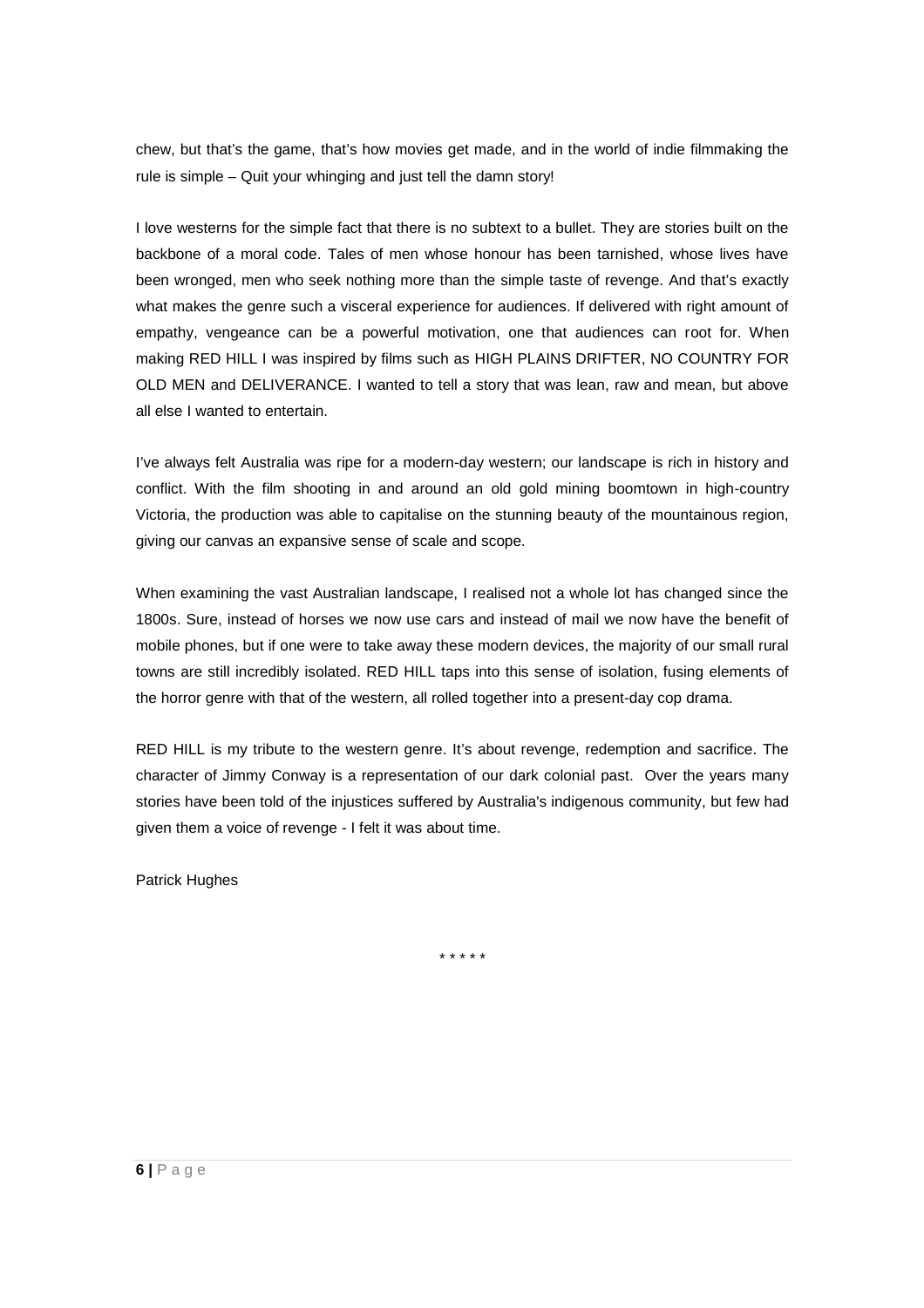chew, but that's the game, that's how movies get made, and in the world of indie filmmaking the rule is simple – Quit your whinging and just tell the damn story!

I love westerns for the simple fact that there is no subtext to a bullet. They are stories built on the backbone of a moral code. Tales of men whose honour has been tarnished, whose lives have been wronged, men who seek nothing more than the simple taste of revenge. And that's exactly what makes the genre such a visceral experience for audiences. If delivered with right amount of empathy, vengeance can be a powerful motivation, one that audiences can root for. When making RED HILL I was inspired by films such as HIGH PLAINS DRIFTER, NO COUNTRY FOR OLD MEN and DELIVERANCE. I wanted to tell a story that was lean, raw and mean, but above all else I wanted to entertain.

I've always felt Australia was ripe for a modern-day western; our landscape is rich in history and conflict. With the film shooting in and around an old gold mining boomtown in high-country Victoria, the production was able to capitalise on the stunning beauty of the mountainous region, giving our canvas an expansive sense of scale and scope.

When examining the vast Australian landscape, I realised not a whole lot has changed since the 1800s. Sure, instead of horses we now use cars and instead of mail we now have the benefit of mobile phones, but if one were to take away these modern devices, the majority of our small rural towns are still incredibly isolated. RED HILL taps into this sense of isolation, fusing elements of the horror genre with that of the western, all rolled together into a present-day cop drama.

RED HILL is my tribute to the western genre. It's about revenge, redemption and sacrifice. The character of Jimmy Conway is a representation of our dark colonial past. Over the years many stories have been told of the injustices suffered by Australia's indigenous community, but few had given them a voice of revenge - I felt it was about time.

Patrick Hughes

\* \* \* \* \*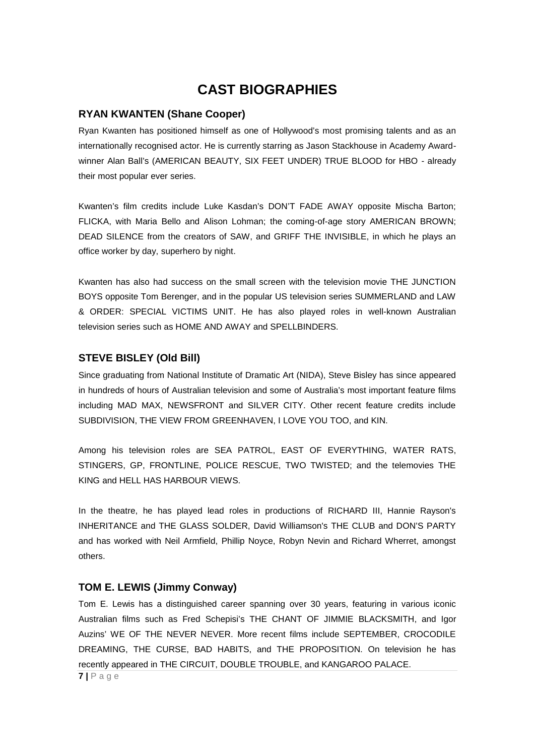# CAST BIOGRAPHIES

## RYAN KWANTEN (Shane Cooper)

Ryan Kwanten has positioned himself as one of Hollywood's most promising talents and as an internationally recognised actor. He is currently starring as Jason Stackhouse in Academy Award-winner Alan Ball's (AMERICAN BEAUTY, SIX FEET UNDER) TRUE BLOOD for HBO - already their most popular ever series.

Kwanten's film credits include Luke Kasdan's DON'T FADE AWAY opposite Mischa Barton; FLICKA, with Maria Bello and Alison Lohman; the coming-of-age story AMERICAN BROWN; DEAD SILENCE from the creators of SAW, and GRIFF THE INVISIBLE, in which he plays an office worker by day, superhero by night.

Kwanten has also had success on the small screen with the television movie THE JUNCTION BOYS opposite Tom Berenger, and in the popular US television series SUMMERLAND and LAW & ORDER: SPECIAL VICTIMS UNIT. He has also played roles in well-known Australian television series such as HOME AND AWAY and SPELLBINDERS.

## STEVE BISLEY (Old Bill)

Since graduating from National Institute of Dramatic Art (NIDA), Steve Bisley has since appeared in hundreds of hours of Australian television and some of Australia's most important feature films including MAD MAX, NEWSFRONT and SILVER CITY. Other recent feature credits include SUBDIVISION, THE VIEW FROM GREENHAVEN, I LOVE YOU TOO, and KIN.

Among his television roles are SEA PATROL, EAST OF EVERYTHING, WATER RATS, STINGERS, GP, FRONTLINE, POLICE RESCUE, TWO TWISTED; and the telemovies THE KING and HELL HAS HARBOUR VIEWS.

In the theatre, he has played lead roles in productions of RICHARD III, Hannie Rayson's INHERITANCE and THE GLASS SOLDER, David Williamson's THE CLUB and DON'S PARTY and has worked with Neil Armfield, Phillip Noyce, Robyn Nevin and Richard Wherret, amongst others.

## TOM E. LEWIS (Jimmy Conway)

Tom E. Lewis has a distinguished career spanning over 30 years, featuring in various iconic Australian films such as Fred Schepisi's THE CHANT OF JIMMIE BLACKSMITH, and Igor Auzins' WE OF THE NEVER NEVER. More recent films include SEPTEMBER, CROCODILE DREAMING, THE CURSE, BAD HABITS, and THE PROPOSITION. On television he has recently appeared in THE CIRCUIT, DOUBLE TROUBLE, and KANGAROO PALACE.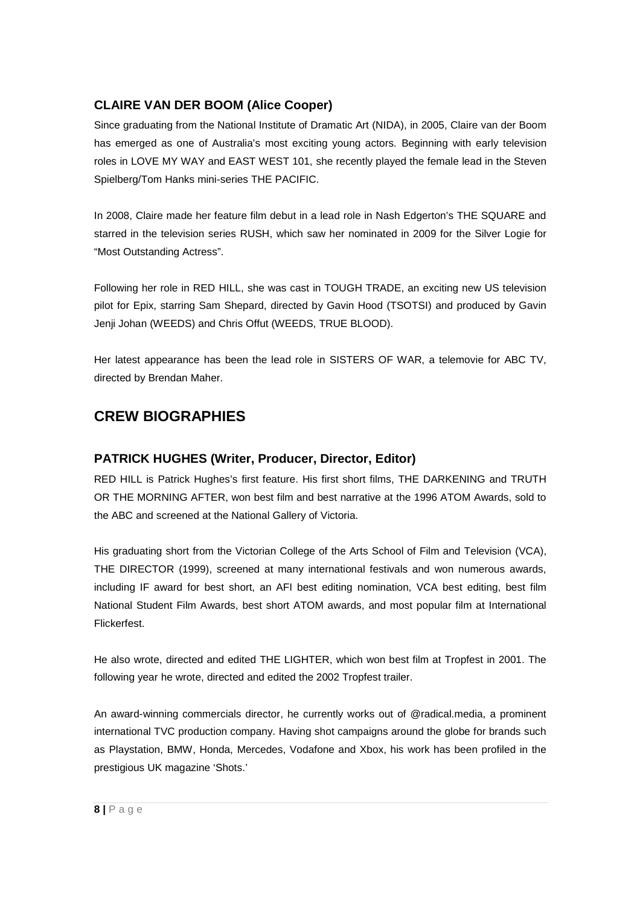### CLAIRE VAN DER BOOM (Alice Cooper)

Since graduating from the National Institute of Dramatic Art (NIDA), in 2005, Claire van der Boom has emerged as one of Australia's most exciting young actors. Beginning with early television roles in LOVE MY WAY and EAST WEST 101, she recently played the female lead in the Steven Spielberg/Tom Hanks mini-series THE PACIFIC.

In 2008, Claire made her feature film debut in a lead role in Nash Edgerton's THE SQUARE and starred in the television series RUSH, which saw her nominated in 2009 for the Silver Logie for "Most Outstanding Actress".

Following her role in RED HILL, she was cast in TOUGH TRADE, an exciting new US television pilot for Epix, starring Sam Shepard, directed by Gavin Hood (TSOTSI) and produced by Gavin Jenji Johan (WEEDS) and Chris Offut (WEEDS, TRUE BLOOD).

Her latest appearance has been the lead role in SISTERS OF WAR, a telemovie for ABC TV, directed by Brendan Maher.

## CREW BIOGRAPHIES

### PATRICK HUGHES (Writer, Producer, Director, Editor)

RED HILL is Patrick Hughes's first feature. His first short films, THE DARKENING and TRUTH OR THE MORNING AFTER, won best film and best narrative at the 1996 ATOM Awards, sold to the ABC and screened at the National Gallery of Victoria.

His graduating short from the Victorian College of the Arts School of Film and Television (VCA), THE DIRECTOR (1999), screened at many international festivals and won numerous awards, including IF award for best short, an AFI best editing nomination, VCA best editing, best film National Student Film Awards, best short ATOM awards, and most popular film at International Flickerfest.

He also wrote, directed and edited THE LIGHTER, which won best film at Tropfest in 2001. The following year he wrote, directed and edited the 2002 Tropfest trailer.

An award-winning commercials director, he currently works out of @radical.media, a prominent international TVC production company. Having shot campaigns around the globe for brands such as Playstation, BMW, Honda, Mercedes, Vodafone and Xbox, his work has been profiled in the prestigious UK magazine 'Shots.'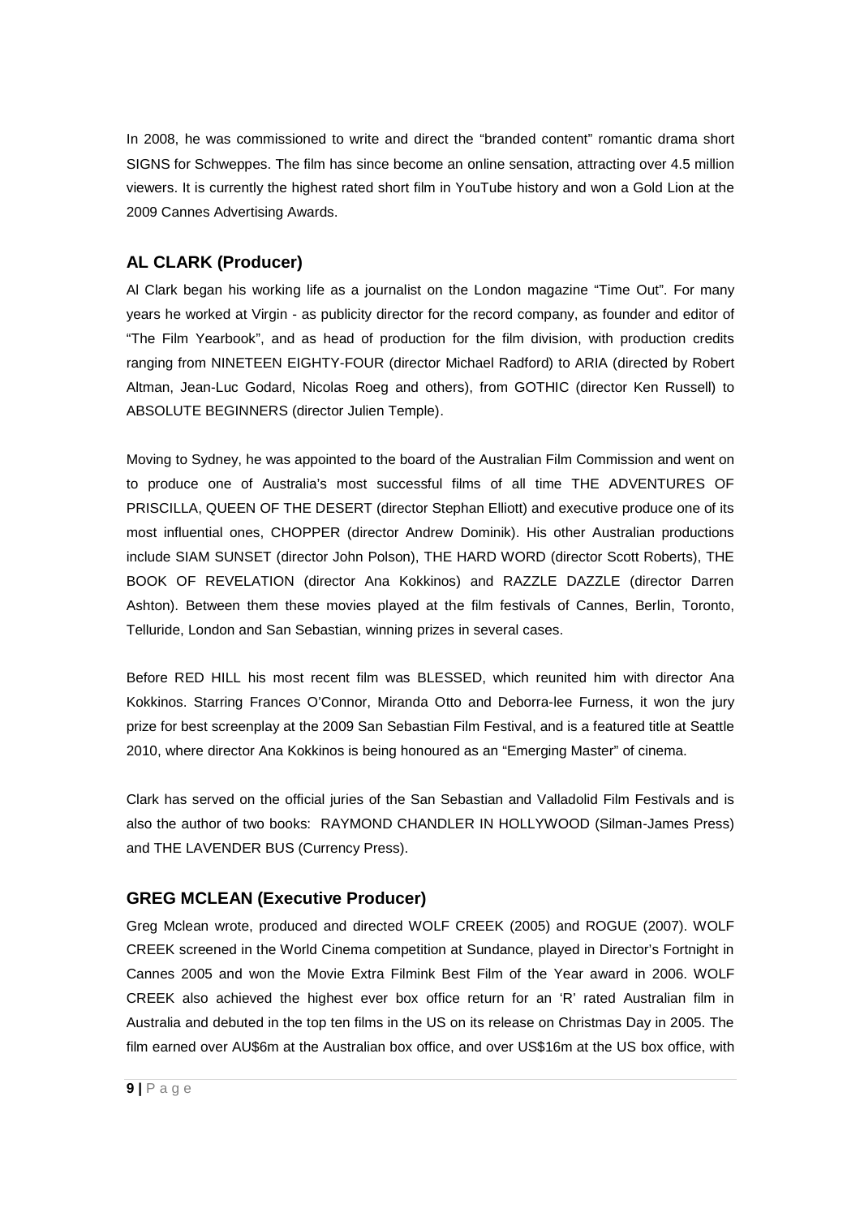In 2008, he was commissioned to write and direct the "branded content" romantic drama short SIGNS for Schweppes. The film has since become an online sensation, attracting over 4.5 million viewers. It is currently the highest rated short film in YouTube history and won a Gold Lion at the 2009 Cannes Advertising Awards.

## AL CLARK (Producer)

Al Clark began his working life as a journalist on the London magazine "Time Out". For many years he worked at Virgin - as publicity director for the record company, as founder and editor of "The Film Yearbook", and as head of production for the film division, with production credits ranging from NINETEEN EIGHTY-FOUR (director Michael Radford) to ARIA (directed by Robert Altman, Jean-Luc Godard, Nicolas Roeg and others), from GOTHIC (director Ken Russell) to ABSOLUTE BEGINNERS (director Julien Temple).

Moving to Sydney, he was appointed to the board of the Australian Film Commission and went on to produce one of Australia's most successful films of all time THE ADVENTURES OF PRISCILLA, QUEEN OF THE DESERT (director Stephan Elliott) and executive produce one of its most influential ones, CHOPPER (director Andrew Dominik). His other Australian productions include SIAM SUNSET (director John Polson), THE HARD WORD (director Scott Roberts), THE BOOK OF REVELATION (director Ana Kokkinos) and RAZZLE DAZZLE (director Darren Ashton). Between them these movies played at the film festivals of Cannes, Berlin, Toronto, Telluride, London and San Sebastian, winning prizes in several cases.

Before RED HILL his most recent film was BLESSED, which reunited him with director Ana Kokkinos. Starring Frances O'Connor, Miranda Otto and Deborra-lee Furness, it won the jury prize for best screenplay at the 2009 San Sebastian Film Festival, and is a featured title at Seattle 2010, where director Ana Kokkinos is being honoured as an "Emerging Master" of cinema.

Clark has served on the official juries of the San Sebastian and Valladolid Film Festivals and is also the author of two books: RAYMOND CHANDLER IN HOLLYWOOD (Silman-James Press) and THE LAVENDER BUS (Currency Press).

## GREG MCLEAN (Executive Producer)

Greg Mclean wrote, produced and directed WOLF CREEK (2005) and ROGUE (2007). WOLF CREEK screened in the World Cinema competition at Sundance, played in Director's Fortnight in Cannes 2005 and won the Movie Extra Filmink Best Film of the Year award in 2006. WOLF CREEK also achieved the highest ever box office return for an 'R' rated Australian film in Australia and debuted in the top ten films in the US on its release on Christmas Day in 2005. The film earned over AU$6m at the Australian box office, and over US$16m at the US box office, with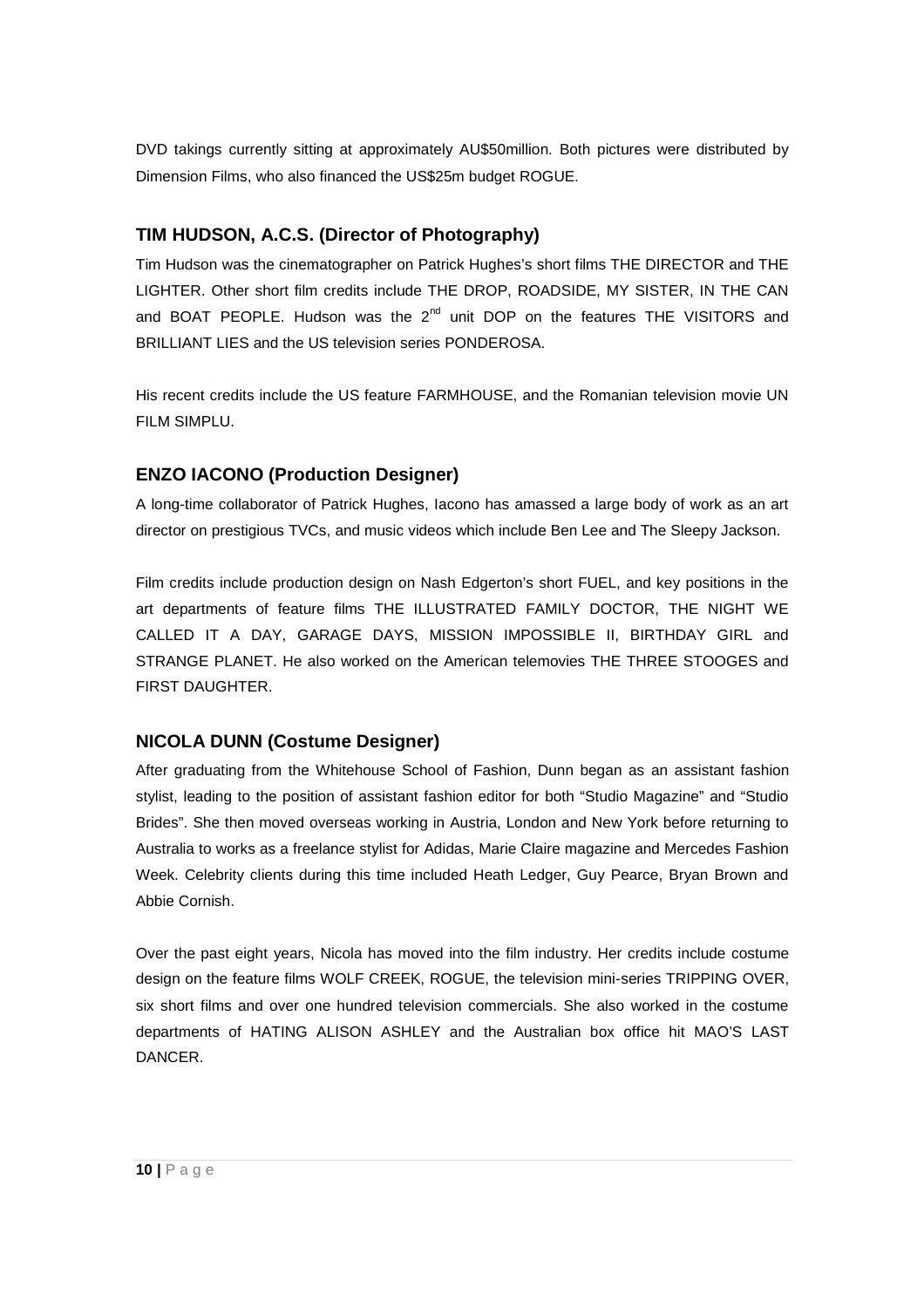DVD takings currently sitting at approximately AU$50million. Both pictures were distributed by Dimension Films, who also financed the US$25m budget ROGUE.

## TIM HUDSON, A.C.S. (Director of Photography)

Tim Hudson was the cinematographer on Patrick Hughes's short films THE DIRECTOR and THE LIGHTER. Other short film credits include THE DROP, ROADSIDE, MY SISTER, IN THE CAN and BOAT PEOPLE. Hudson was the 2nd unit DOP on the features THE VISITORS and BRILLIANT LIES and the US television series PONDEROSA.

His recent credits include the US feature FARMHOUSE, and the Romanian television movie UN FILM SIMPLU.

## ENZO IACONO (Production Designer)

A long-time collaborator of Patrick Hughes, Iacono has amassed a large body of work as an art director on prestigious TVCs, and music videos which include Ben Lee and The Sleepy Jackson.

Film credits include production design on Nash Edgerton's short FUEL, and key positions in the art departments of feature films THE ILLUSTRATED FAMILY DOCTOR, THE NIGHT WE CALLED IT A DAY, GARAGE DAYS, MISSION IMPOSSIBLE II, BIRTHDAY GIRL and STRANGE PLANET. He also worked on the American telemovies THE THREE STOOGES and FIRST DAUGHTER.

## NICOLA DUNN (Costume Designer)

After graduating from the Whitehouse School of Fashion, Dunn began as an assistant fashion stylist, leading to the position of assistant fashion editor for both "Studio Magazine" and "Studio Brides". She then moved overseas working in Austria, London and New York before returning to Australia to works as a freelance stylist for Adidas, Marie Claire magazine and Mercedes Fashion Week. Celebrity clients during this time included Heath Ledger, Guy Pearce, Bryan Brown and Abbie Cornish.

Over the past eight years, Nicola has moved into the film industry. Her credits include costume design on the feature films WOLF CREEK, ROGUE, the television mini-series TRIPPING OVER, six short films and over one hundred television commercials. She also worked in the costume departments of HATING ALISON ASHLEY and the Australian box office hit MAO'S LAST DANCER.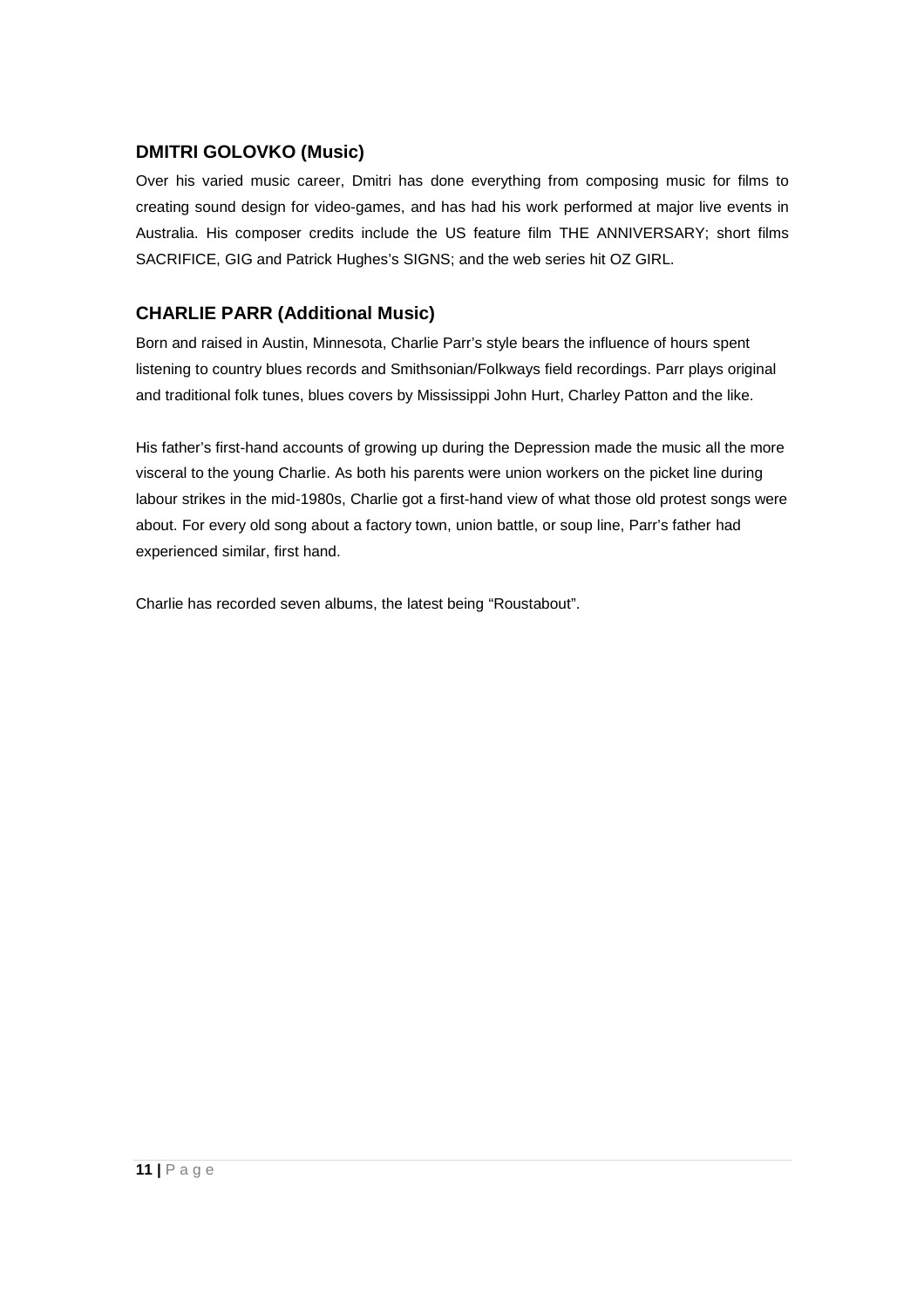### DMITRI GOLOVKO (Music)

Over his varied music career, Dmitri has done everything from composing music for films to creating sound design for video-games, and has had his work performed at major live events in Australia. His composer credits include the US feature film THE ANNIVERSARY; short films SACRIFICE, GIG and Patrick Hughes's SIGNS; and the web series hit OZ GIRL.

### CHARLIE PARR (Additional Music)

Born and raised in Austin, Minnesota, Charlie Parr's style bears the influence of hours spent listening to country blues records and Smithsonian/Folkways field recordings. Parr plays original and traditional folk tunes, blues covers by Mississippi John Hurt, Charley Patton and the like.

His father's first-hand accounts of growing up during the Depression made the music all the more visceral to the young Charlie. As both his parents were union workers on the picket line during labour strikes in the mid-1980s, Charlie got a first-hand view of what those old protest songs were about. For every old song about a factory town, union battle, or soup line, Parr's father had experienced similar, first hand.

Charlie has recorded seven albums, the latest being "Roustabout".